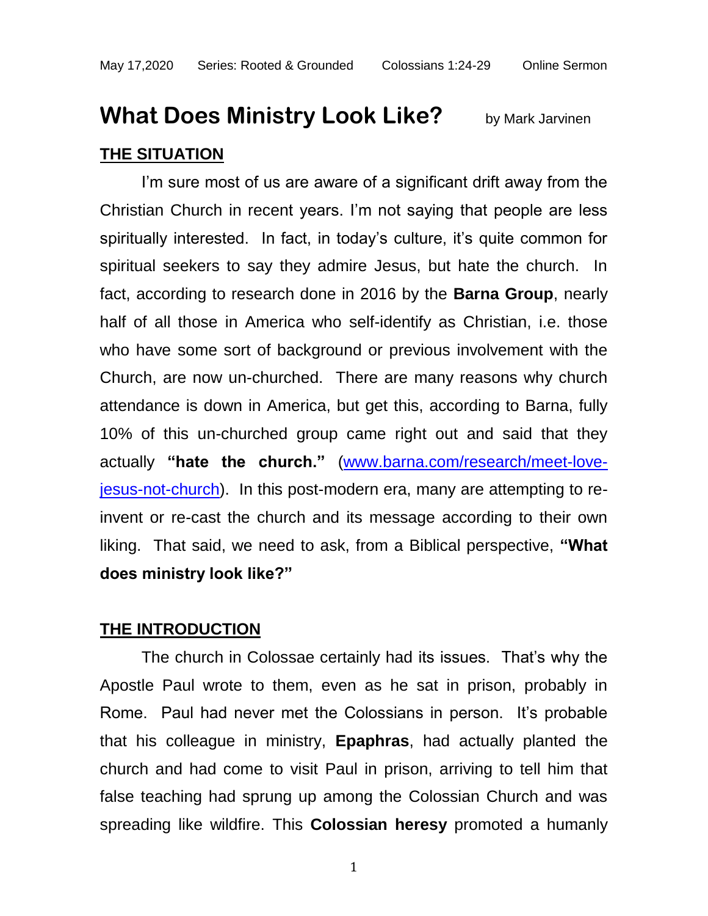May 17,2020 Series: Rooted & Grounded Colossians 1:24-29 Online Sermon

# What Does Ministry Look Like? by Mark Jarvinen

## THE SITUATION

I'm sure most of us are aware of a significant drift away from the Christian Church in recent years. I'm not saying that people are less spiritually interested. In fact, in today's culture, it's quite common for spiritual seekers to say they admire Jesus, but hate the church. In fact, according to research done in 2016 by the **Barna Group**, nearly half of all those in America who self-identify as Christian, i.e. those who have some sort of background or previous involvement with the Church, are now un-churched. There are many reasons why church attendance is down in America, but get this, according to Barna, fully 10% of this un-churched group came right out and said that they actually **"hate the church."** (www.barna.com/research/meet-love-jesus-not-church). In this post-modern era, many are attempting to re-invent or re-cast the church and its message according to their own liking. That said, we need to ask, from a Biblical perspective, **"What does ministry look like?"**

## THE INTRODUCTION

The church in Colossae certainly had its issues. That's why the Apostle Paul wrote to them, even as he sat in prison, probably in Rome. Paul had never met the Colossians in person. It's probable that his colleague in ministry, **Epaphras**, had actually planted the church and had come to visit Paul in prison, arriving to tell him that false teaching had sprung up among the Colossian Church and was spreading like wildfire. This **Colossian heresy** promoted a humanly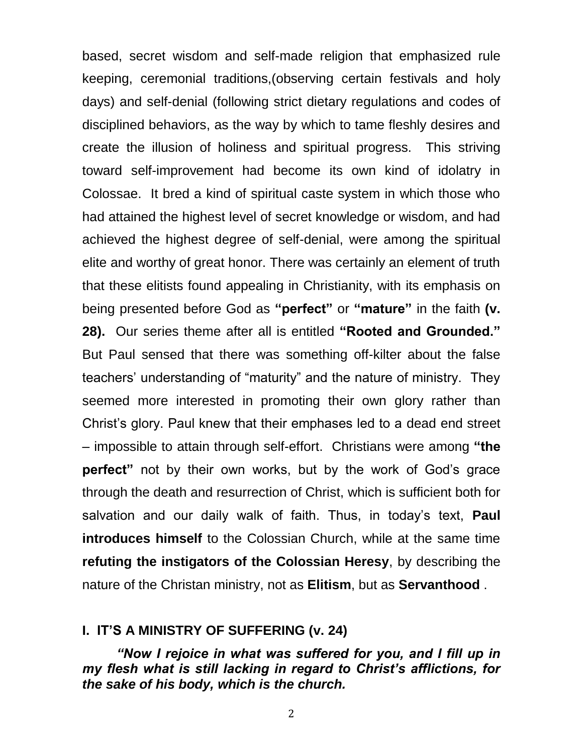based, secret wisdom and self-made religion that emphasized rule keeping, ceremonial traditions,(observing certain festivals and holy days) and self-denial (following strict dietary regulations and codes of disciplined behaviors, as the way by which to tame fleshly desires and create the illusion of holiness and spiritual progress. This striving toward self-improvement had become its own kind of idolatry in Colossae. It bred a kind of spiritual caste system in which those who had attained the highest level of secret knowledge or wisdom, and had achieved the highest degree of self-denial, were among the spiritual elite and worthy of great honor. There was certainly an element of truth that these elitists found appealing in Christianity, with its emphasis on being presented before God as **"perfect"** or **"mature"** in the faith **(v. 28).** Our series theme after all is entitled **"Rooted and Grounded."** But Paul sensed that there was something off-kilter about the false teachers' understanding of "maturity" and the nature of ministry. They seemed more interested in promoting their own glory rather than Christ's glory. Paul knew that their emphases led to a dead end street – impossible to attain through self-effort. Christians were among **"the perfect"** not by their own works, but by the work of God's grace through the death and resurrection of Christ, which is sufficient both for salvation and our daily walk of faith. Thus, in today's text, **Paul introduces himself** to the Colossian Church, while at the same time **refuting the instigators of the Colossian Heresy**, by describing the nature of the Christan ministry, not as **Elitism**, but as **Servanthood** .

## I. IT'S A MINISTRY OF SUFFERING (v. 24)

***"Now I rejoice in what was suffered for you, and I fill up in my flesh what is still lacking in regard to Christ's afflictions, for the sake of his body, which is the church.***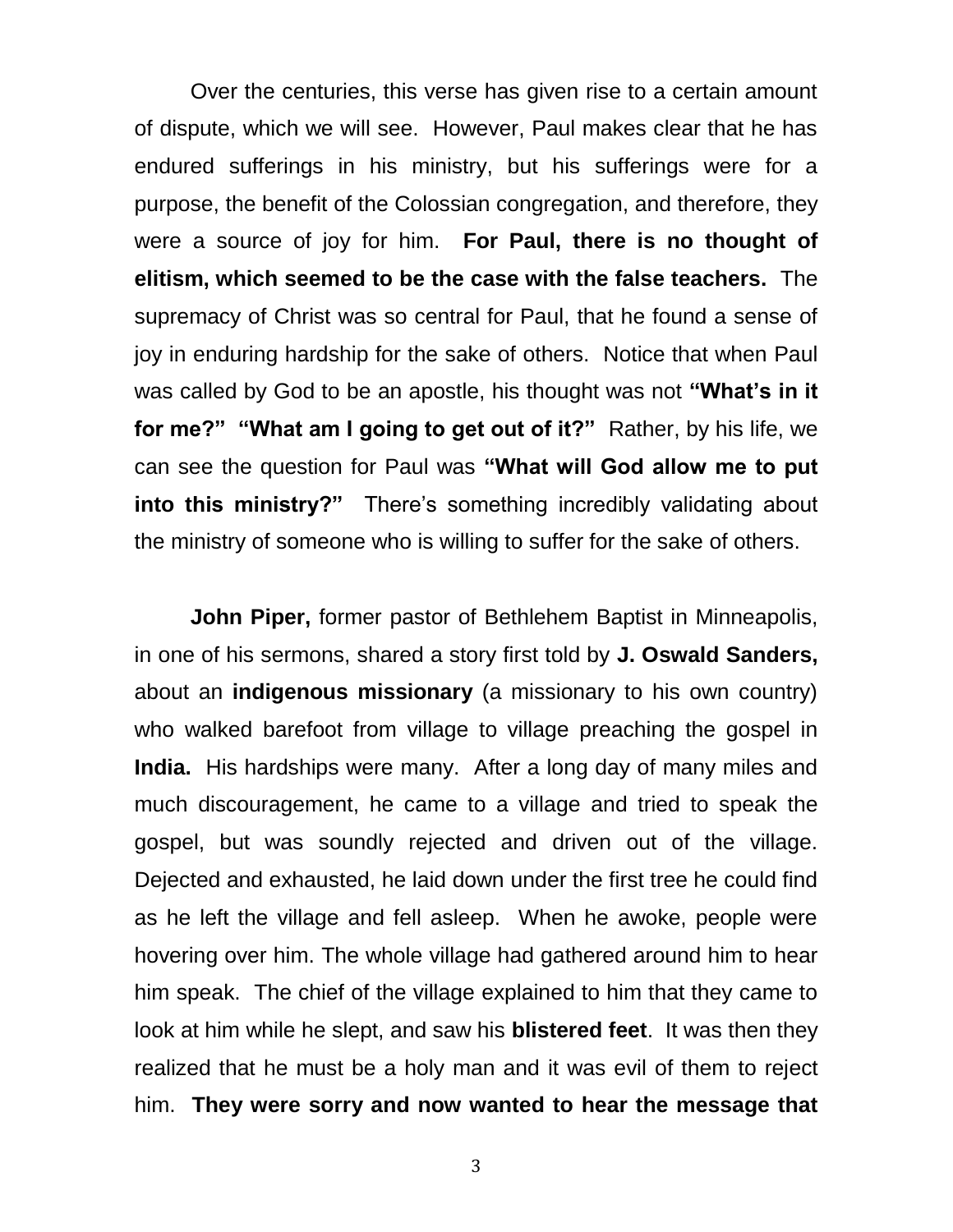Over the centuries, this verse has given rise to a certain amount of dispute, which we will see. However, Paul makes clear that he has endured sufferings in his ministry, but his sufferings were for a purpose, the benefit of the Colossian congregation, and therefore, they were a source of joy for him. **For Paul, there is no thought of elitism, which seemed to be the case with the false teachers.** The supremacy of Christ was so central for Paul, that he found a sense of joy in enduring hardship for the sake of others. Notice that when Paul was called by God to be an apostle, his thought was not **"What's in it for me?" "What am I going to get out of it?"** Rather, by his life, we can see the question for Paul was **"What will God allow me to put into this ministry?"** There's something incredibly validating about the ministry of someone who is willing to suffer for the sake of others.

**John Piper,** former pastor of Bethlehem Baptist in Minneapolis, in one of his sermons, shared a story first told by **J. Oswald Sanders,** about an **indigenous missionary** (a missionary to his own country) who walked barefoot from village to village preaching the gospel in **India.** His hardships were many. After a long day of many miles and much discouragement, he came to a village and tried to speak the gospel, but was soundly rejected and driven out of the village. Dejected and exhausted, he laid down under the first tree he could find as he left the village and fell asleep. When he awoke, people were hovering over him. The whole village had gathered around him to hear him speak. The chief of the village explained to him that they came to look at him while he slept, and saw his **blistered feet**. It was then they realized that he must be a holy man and it was evil of them to reject him. **They were sorry and now wanted to hear the message that**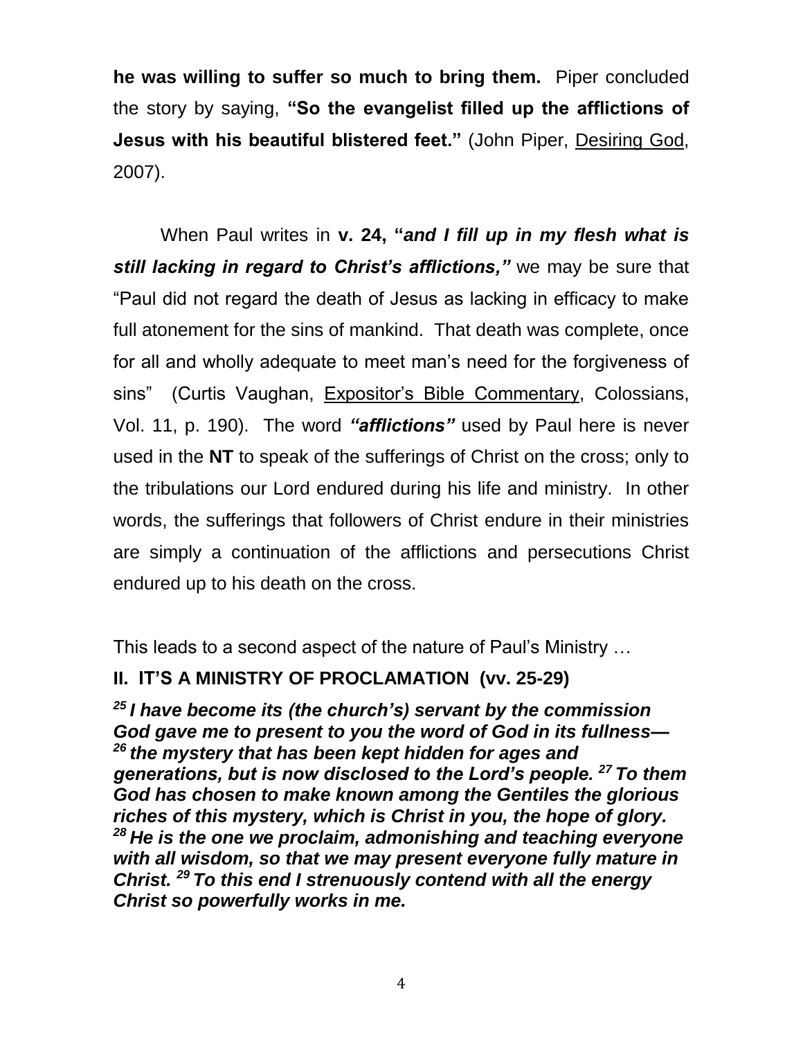**he was willing to suffer so much to bring them.** Piper concluded the story by saying, **"So the evangelist filled up the afflictions of Jesus with his beautiful blistered feet."** (John Piper, Desiring God, 2007).

When Paul writes in **v. 24, "*and I fill up in my flesh what is still lacking in regard to Christ's afflictions,"*** we may be sure that "Paul did not regard the death of Jesus as lacking in efficacy to make full atonement for the sins of mankind. That death was complete, once for all and wholly adequate to meet man's need for the forgiveness of sins" (Curtis Vaughan, Expositor's Bible Commentary, Colossians, Vol. 11, p. 190). The word ***"afflictions"*** used by Paul here is never used in the **NT** to speak of the sufferings of Christ on the cross; only to the tribulations our Lord endured during his life and ministry. In other words, the sufferings that followers of Christ endure in their ministries are simply a continuation of the afflictions and persecutions Christ endured up to his death on the cross.

This leads to a second aspect of the nature of Paul's Ministry …

## II. IT'S A MINISTRY OF PROCLAMATION (vv. 25-29)

***[25] I have become its (the church's) servant by the commission God gave me to present to you the word of God in its fullness— [26] the mystery that has been kept hidden for ages and generations, but is now disclosed to the Lord's people. [27] To them God has chosen to make known among the Gentiles the glorious riches of this mystery, which is Christ in you, the hope of glory. [28] He is the one we proclaim, admonishing and teaching everyone with all wisdom, so that we may present everyone fully mature in Christ. [29] To this end I strenuously contend with all the energy Christ so powerfully works in me.***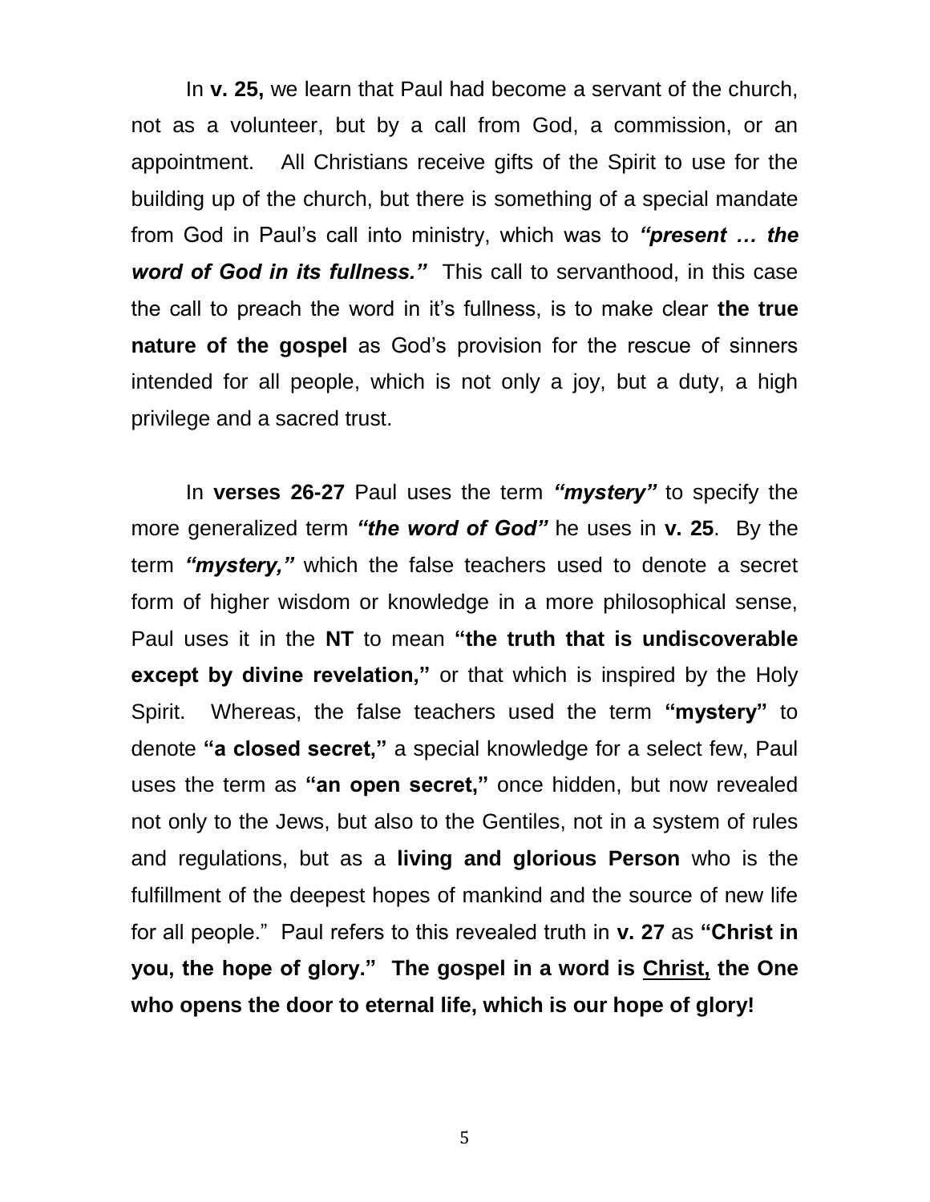In **v. 25,** we learn that Paul had become a servant of the church, not as a volunteer, but by a call from God, a commission, or an appointment. All Christians receive gifts of the Spirit to use for the building up of the church, but there is something of a special mandate from God in Paul's call into ministry, which was to ***"present … the word of God in its fullness."*** This call to servanthood, in this case the call to preach the word in it's fullness, is to make clear **the true nature of the gospel** as God's provision for the rescue of sinners intended for all people, which is not only a joy, but a duty, a high privilege and a sacred trust.

In **verses 26-27** Paul uses the term ***"mystery"*** to specify the more generalized term ***"the word of God"*** he uses in **v. 25**. By the term ***"mystery,"*** which the false teachers used to denote a secret form of higher wisdom or knowledge in a more philosophical sense, Paul uses it in the **NT** to mean **"the truth that is undiscoverable except by divine revelation,"** or that which is inspired by the Holy Spirit. Whereas, the false teachers used the term **"mystery"** to denote **"a closed secret,"** a special knowledge for a select few, Paul uses the term as **"an open secret,"** once hidden, but now revealed not only to the Jews, but also to the Gentiles, not in a system of rules and regulations, but as a **living and glorious Person** who is the fulfillment of the deepest hopes of mankind and the source of new life for all people." Paul refers to this revealed truth in **v. 27** as **"Christ in you, the hope of glory." The gospel in a word is <u>Christ,</u> the One who opens the door to eternal life, which is our hope of glory!**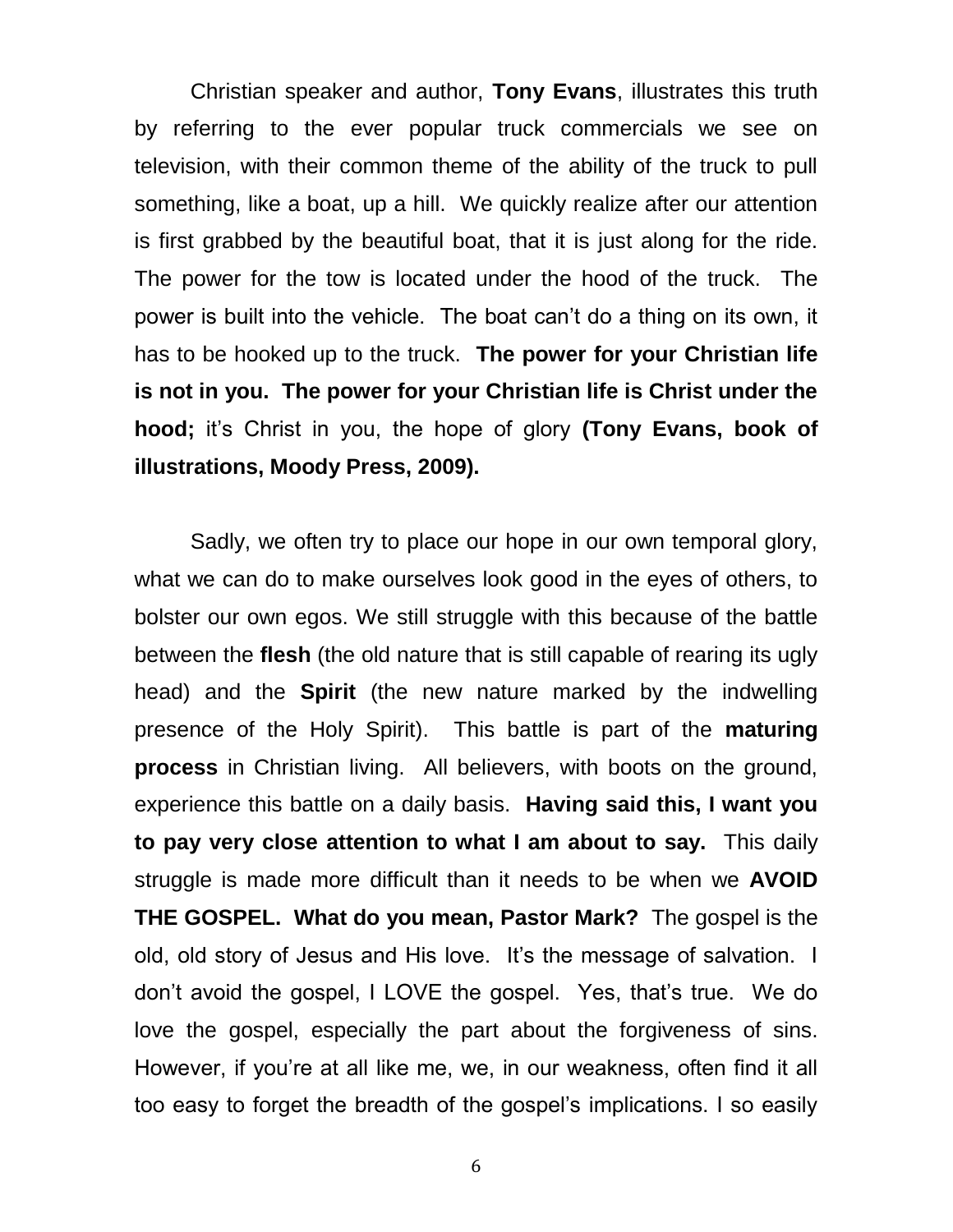Christian speaker and author, **Tony Evans**, illustrates this truth by referring to the ever popular truck commercials we see on television, with their common theme of the ability of the truck to pull something, like a boat, up a hill. We quickly realize after our attention is first grabbed by the beautiful boat, that it is just along for the ride. The power for the tow is located under the hood of the truck. The power is built into the vehicle. The boat can't do a thing on its own, it has to be hooked up to the truck. **The power for your Christian life is not in you. The power for your Christian life is Christ under the hood;** it's Christ in you, the hope of glory **(Tony Evans, book of illustrations, Moody Press, 2009).**

Sadly, we often try to place our hope in our own temporal glory, what we can do to make ourselves look good in the eyes of others, to bolster our own egos. We still struggle with this because of the battle between the **flesh** (the old nature that is still capable of rearing its ugly head) and the **Spirit** (the new nature marked by the indwelling presence of the Holy Spirit). This battle is part of the **maturing process** in Christian living. All believers, with boots on the ground, experience this battle on a daily basis. **Having said this, I want you to pay very close attention to what I am about to say.** This daily struggle is made more difficult than it needs to be when we **AVOID THE GOSPEL. What do you mean, Pastor Mark?** The gospel is the old, old story of Jesus and His love. It's the message of salvation. I don't avoid the gospel, I LOVE the gospel. Yes, that's true. We do love the gospel, especially the part about the forgiveness of sins. However, if you're at all like me, we, in our weakness, often find it all too easy to forget the breadth of the gospel's implications. I so easily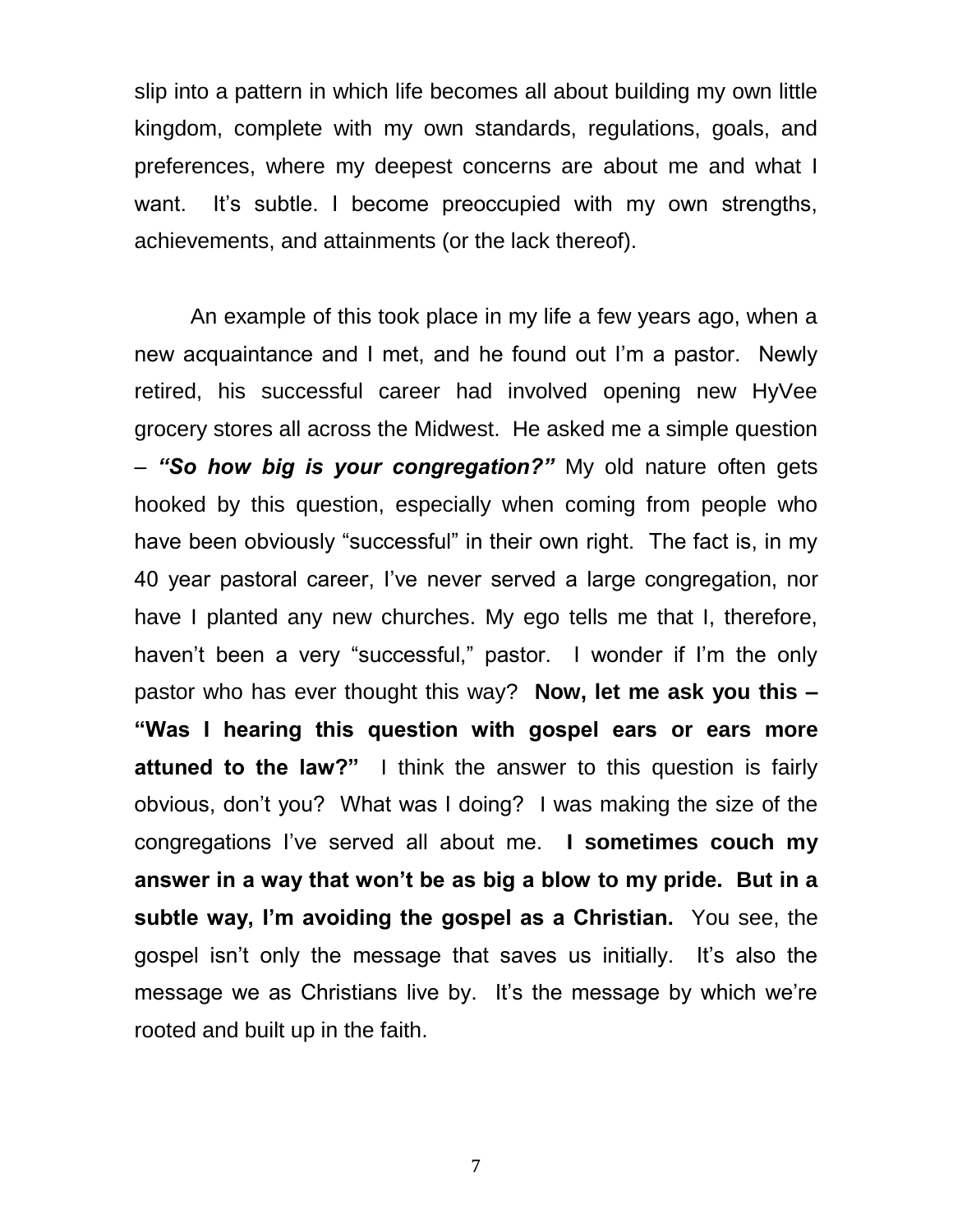slip into a pattern in which life becomes all about building my own little kingdom, complete with my own standards, regulations, goals, and preferences, where my deepest concerns are about me and what I want. It's subtle. I become preoccupied with my own strengths, achievements, and attainments (or the lack thereof).

An example of this took place in my life a few years ago, when a new acquaintance and I met, and he found out I'm a pastor. Newly retired, his successful career had involved opening new HyVee grocery stores all across the Midwest. He asked me a simple question – ***"So how big is your congregation?"*** My old nature often gets hooked by this question, especially when coming from people who have been obviously "successful" in their own right. The fact is, in my 40 year pastoral career, I've never served a large congregation, nor have I planted any new churches. My ego tells me that I, therefore, haven't been a very "successful," pastor. I wonder if I'm the only pastor who has ever thought this way? **Now, let me ask you this – "Was I hearing this question with gospel ears or ears more attuned to the law?"** I think the answer to this question is fairly obvious, don't you? What was I doing? I was making the size of the congregations I've served all about me. **I sometimes couch my answer in a way that won't be as big a blow to my pride. But in a subtle way, I'm avoiding the gospel as a Christian.** You see, the gospel isn't only the message that saves us initially. It's also the message we as Christians live by. It's the message by which we're rooted and built up in the faith.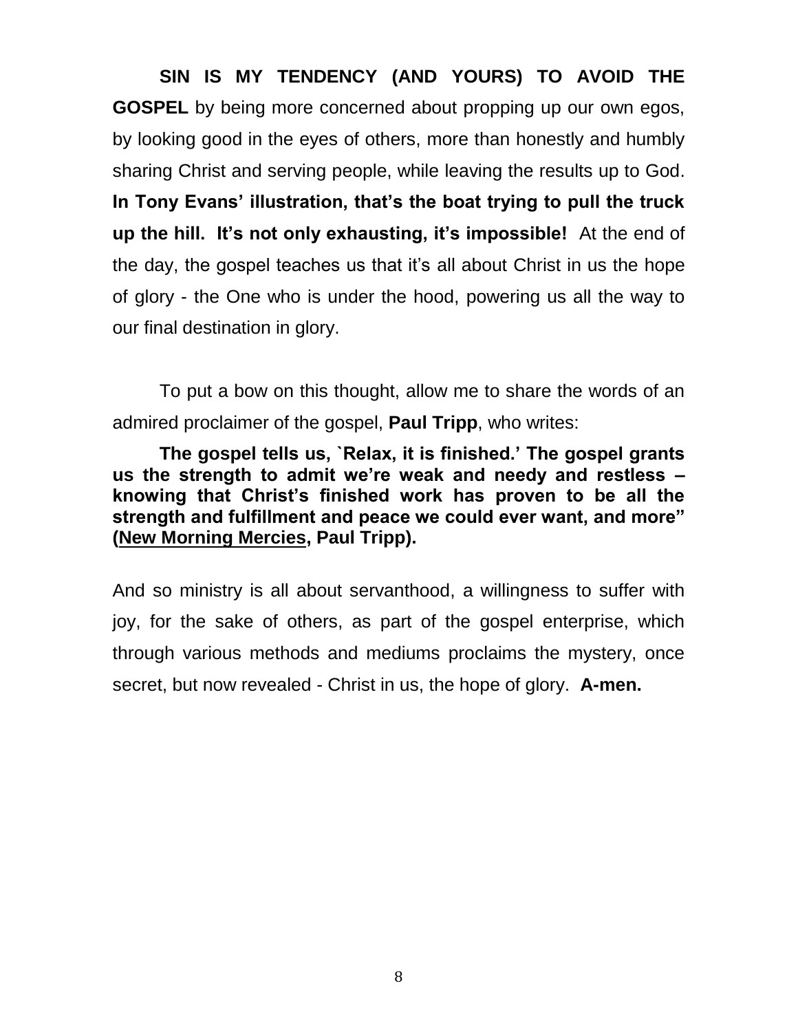**SIN IS MY TENDENCY (AND YOURS) TO AVOID THE GOSPEL** by being more concerned about propping up our own egos, by looking good in the eyes of others, more than honestly and humbly sharing Christ and serving people, while leaving the results up to God. **In Tony Evans' illustration, that's the boat trying to pull the truck up the hill. It's not only exhausting, it's impossible!** At the end of the day, the gospel teaches us that it's all about Christ in us the hope of glory - the One who is under the hood, powering us all the way to our final destination in glory.

To put a bow on this thought, allow me to share the words of an admired proclaimer of the gospel, **Paul Tripp**, who writes:

> **The gospel tells us, `Relax, it is finished.' The gospel grants us the strength to admit we're weak and needy and restless – knowing that Christ's finished work has proven to be all the strength and fulfillment and peace we could ever want, and more" (<u>New Morning Mercies</u>, Paul Tripp).**

And so ministry is all about servanthood, a willingness to suffer with joy, for the sake of others, as part of the gospel enterprise, which through various methods and mediums proclaims the mystery, once secret, but now revealed - Christ in us, the hope of glory. **A-men.**